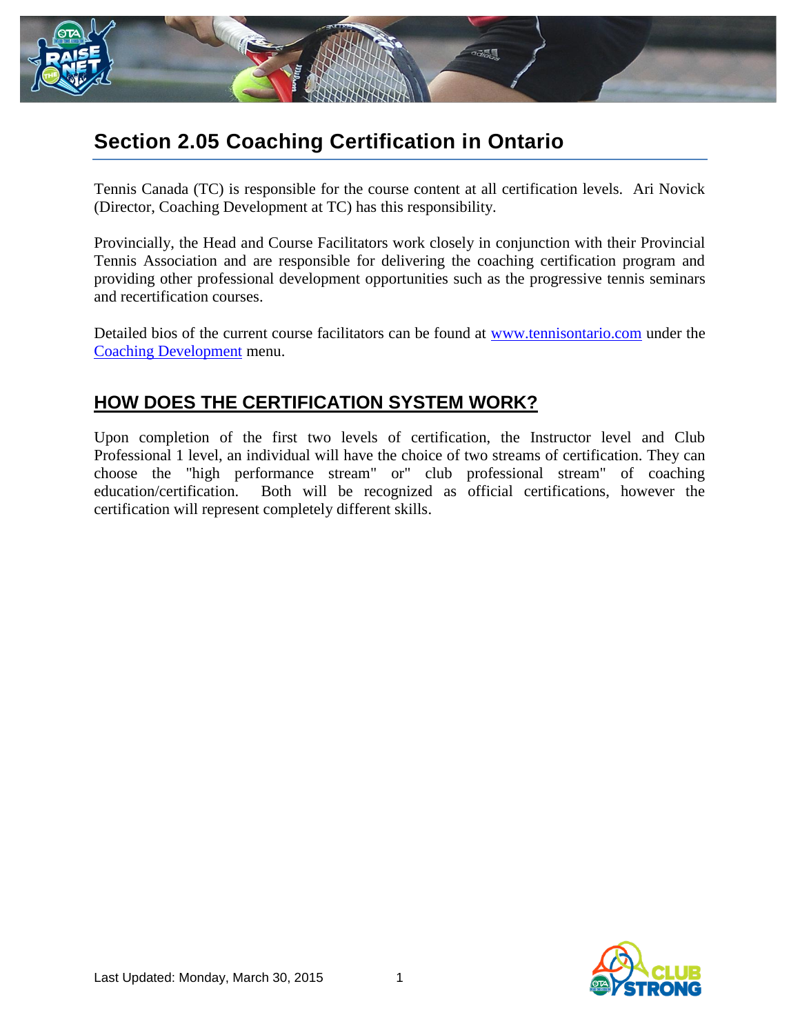# Section 2.05 Coaching Certification in Ontario

Tennis Canada (TC) is responsible for the course content at all certification levels. Ari Novick (Director, Coaching Development at TC) has this responsibility.

Provincially, the Head and Course Facilitators work closely in conjunction with their Provincial Tennis Association and are responsible for delivering the coaching certification program and providing other professional development opportunities such as the progressive tennis seminars and recertification courses.

Detailed bios of the current course facilitators can be found at [www.tennisontario.com](http://www.tennisontario.com) under the [Coaching Development](http://www.tennisontario.com) menu.

## HOW DOES THE CERTIFICATION SYSTEM WORK?

Upon completion of the first two levels of certification, the Instructor level and Club Professional 1 level, an individual will have the choice of two streams of certification. They can choose the "high performance stream" or" club professional stream" of coaching education/certification. Both will be recognized as official certifications, however the certification will represent completely different skills.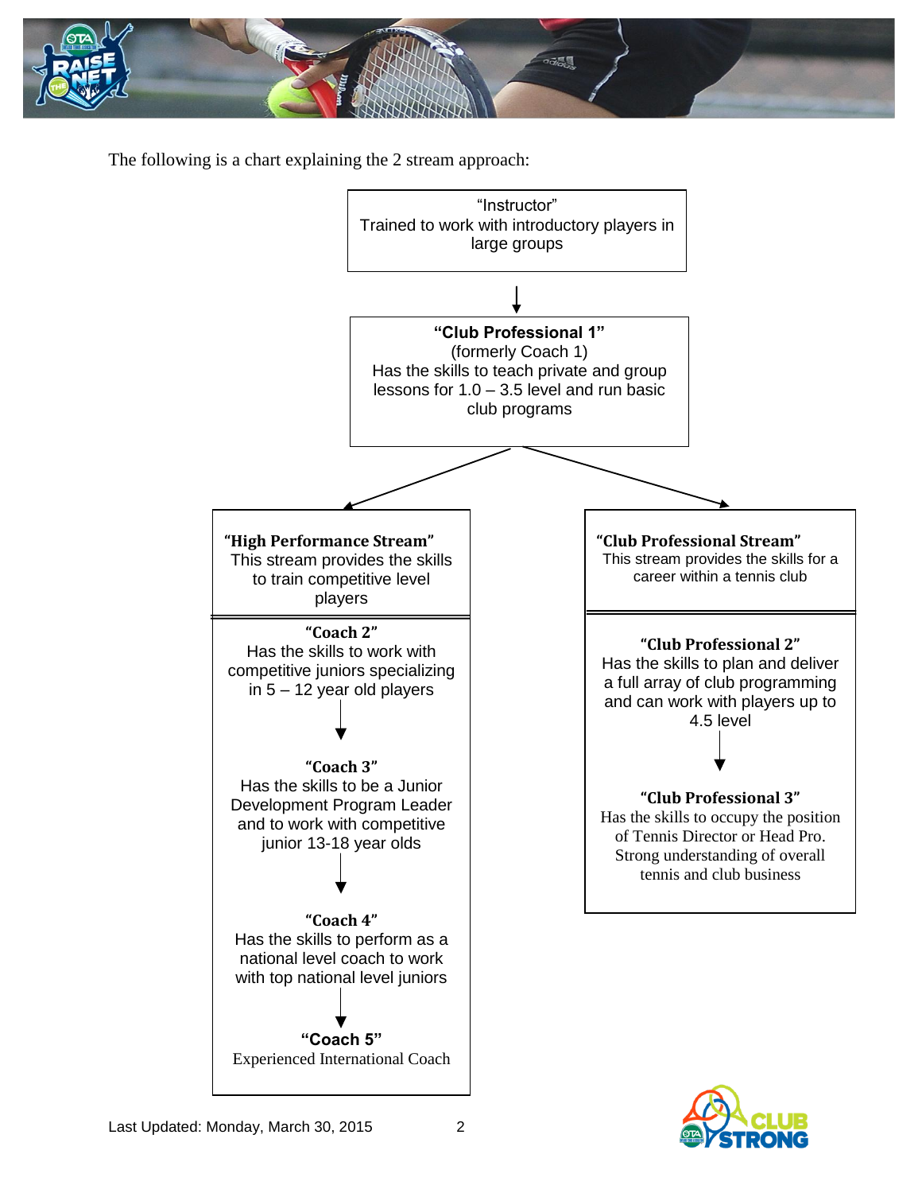The following is a chart explaining the 2 stream approach:

**"Instructor"**
Trained to work with introductory players in large groups

↓

**"Club Professional 1"**
(formerly Coach 1)
Has the skills to teach private and group lessons for 1.0 – 3.5 level and run basic club programs

↙ ↘

**"High Performance Stream"**
This stream provides the skills to train competitive level players

**"Coach 2"**
Has the skills to work with competitive juniors specializing in 5 – 12 year old players

↓

**"Coach 3"**
Has the skills to be a Junior Development Program Leader and to work with competitive junior 13-18 year olds

↓

**"Coach 4"**
Has the skills to perform as a national level coach to work with top national level juniors

↓

**"Coach 5"**
Experienced International Coach

**"Club Professional Stream"**
This stream provides the skills for a career within a tennis club

**"Club Professional 2"**
Has the skills to plan and deliver a full array of club programming and can work with players up to 4.5 level

↓

**"Club Professional 3"**
Has the skills to occupy the position of Tennis Director or Head Pro. Strong understanding of overall tennis and club business

Last Updated: Monday, March 30, 2015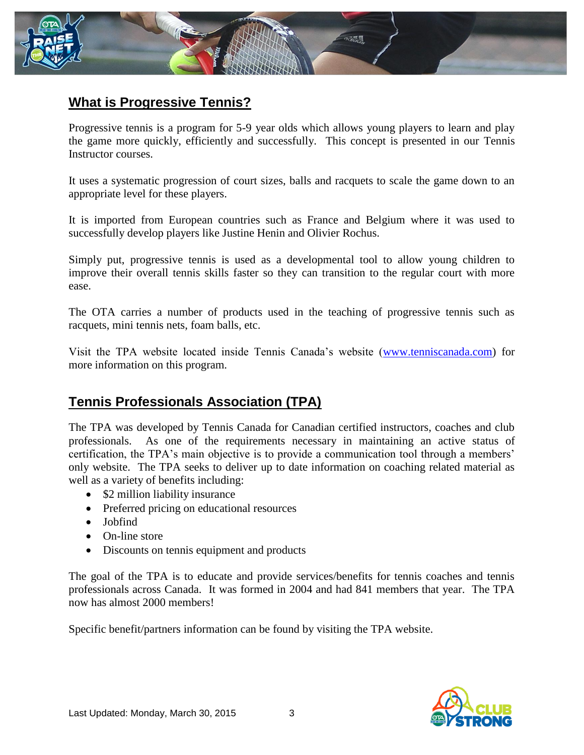## What is Progressive Tennis?

Progressive tennis is a program for 5-9 year olds which allows young players to learn and play the game more quickly, efficiently and successfully. This concept is presented in our Tennis Instructor courses.

It uses a systematic progression of court sizes, balls and racquets to scale the game down to an appropriate level for these players.

It is imported from European countries such as France and Belgium where it was used to successfully develop players like Justine Henin and Olivier Rochus.

Simply put, progressive tennis is used as a developmental tool to allow young children to improve their overall tennis skills faster so they can transition to the regular court with more ease.

The OTA carries a number of products used in the teaching of progressive tennis such as racquets, mini tennis nets, foam balls, etc.

Visit the TPA website located inside Tennis Canada's website (www.tenniscanada.com) for more information on this program.

## Tennis Professionals Association (TPA)

The TPA was developed by Tennis Canada for Canadian certified instructors, coaches and club professionals. As one of the requirements necessary in maintaining an active status of certification, the TPA's main objective is to provide a communication tool through a members' only website. The TPA seeks to deliver up to date information on coaching related material as well as a variety of benefits including:

- $2 million liability insurance
- Preferred pricing on educational resources
- Jobfind
- On-line store
- Discounts on tennis equipment and products

The goal of the TPA is to educate and provide services/benefits for tennis coaches and tennis professionals across Canada. It was formed in 2004 and had 841 members that year. The TPA now has almost 2000 members!

Specific benefit/partners information can be found by visiting the TPA website.

Last Updated: Monday, March 30, 2015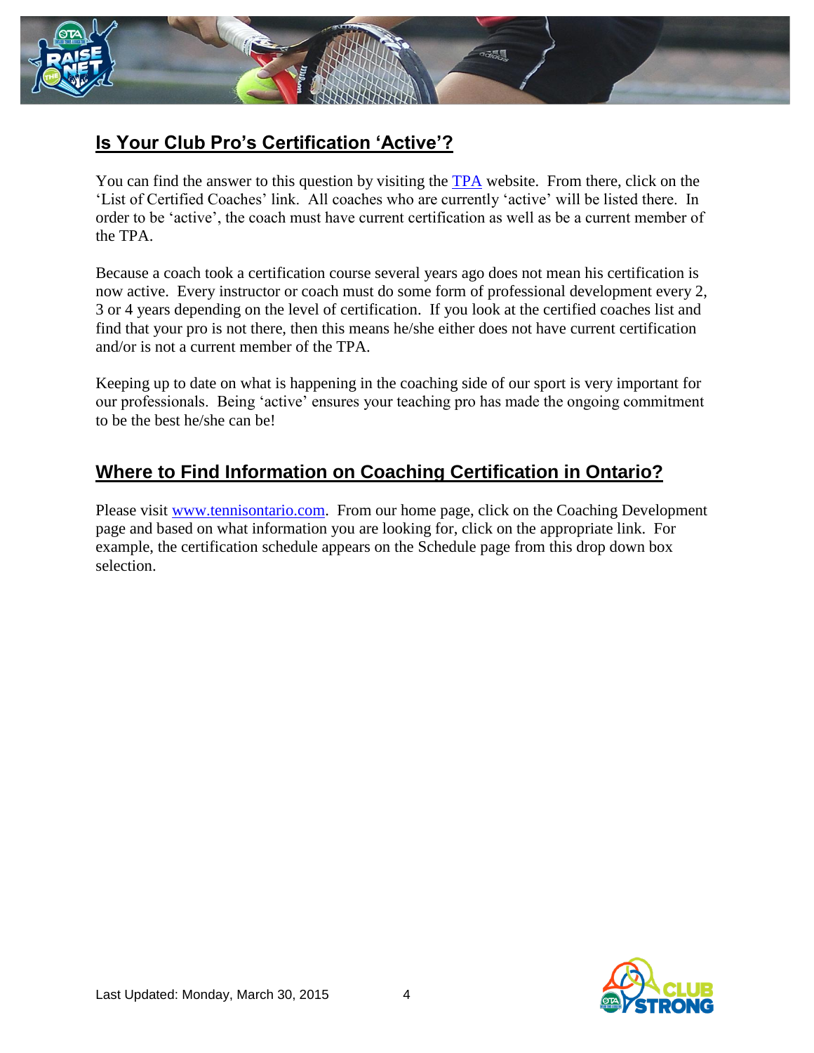## Is Your Club Pro's Certification 'Active'?

You can find the answer to this question by visiting the TPA website. From there, click on the 'List of Certified Coaches' link. All coaches who are currently 'active' will be listed there. In order to be 'active', the coach must have current certification as well as be a current member of the TPA.

Because a coach took a certification course several years ago does not mean his certification is now active. Every instructor or coach must do some form of professional development every 2, 3 or 4 years depending on the level of certification. If you look at the certified coaches list and find that your pro is not there, then this means he/she either does not have current certification and/or is not a current member of the TPA.

Keeping up to date on what is happening in the coaching side of our sport is very important for our professionals. Being 'active' ensures your teaching pro has made the ongoing commitment to be the best he/she can be!

## Where to Find Information on Coaching Certification in Ontario?

Please visit www.tennisontario.com. From our home page, click on the Coaching Development page and based on what information you are looking for, click on the appropriate link. For example, the certification schedule appears on the Schedule page from this drop down box selection.

Last Updated: Monday, March 30, 2015